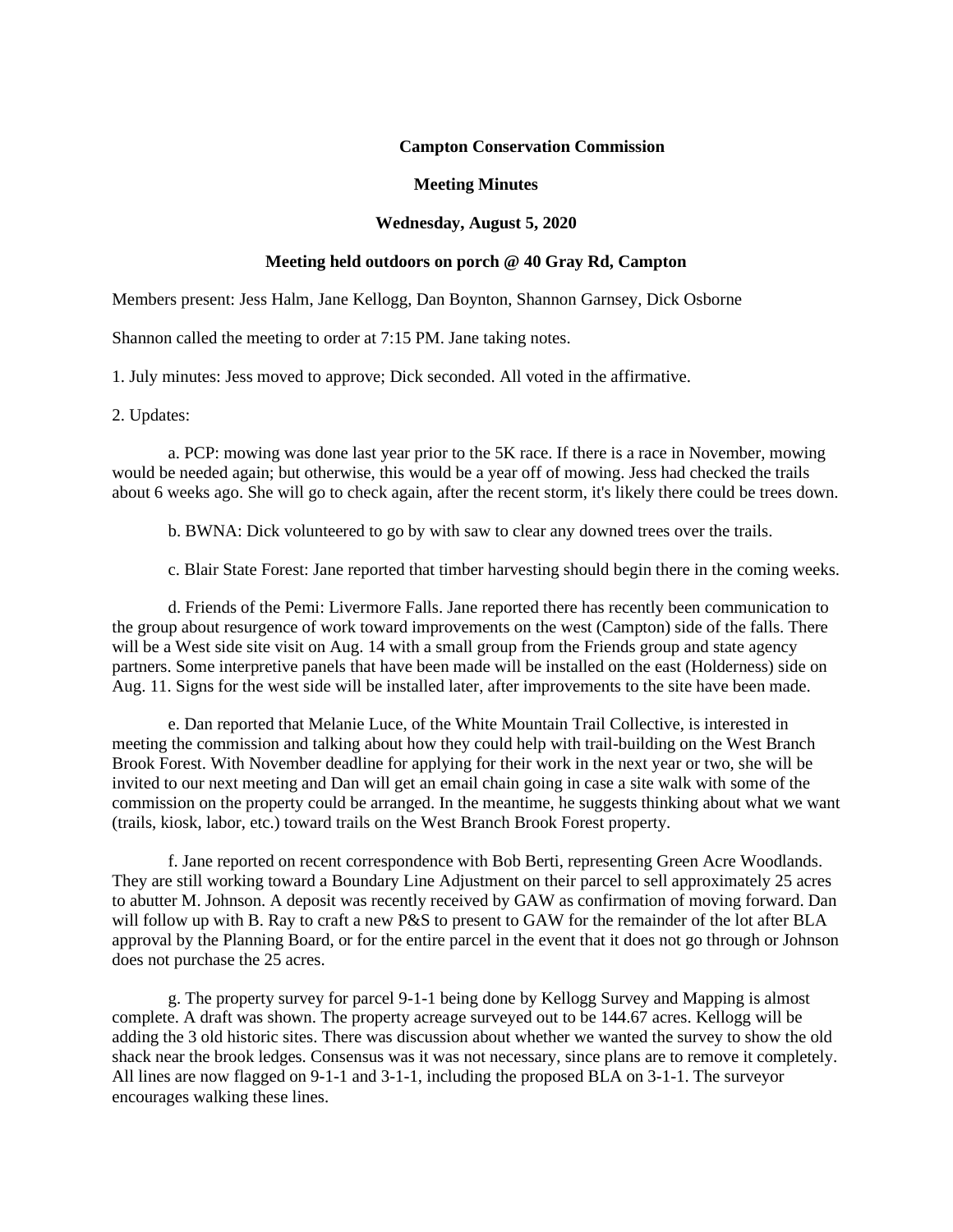**Campton Conservation Commission**

**Meeting Minutes**

**Wednesday, August 5, 2020**

**Meeting held outdoors on porch @ 40 Gray Rd, Campton**

Members present: Jess Halm, Jane Kellogg, Dan Boynton, Shannon Garnsey, Dick Osborne

Shannon called the meeting to order at 7:15 PM. Jane taking notes.

1. July minutes: Jess moved to approve; Dick seconded. All voted in the affirmative.

2. Updates:

a. PCP: mowing was done last year prior to the 5K race. If there is a race in November, mowing would be needed again; but otherwise, this would be a year off of mowing. Jess had checked the trails about 6 weeks ago. She will go to check again, after the recent storm, it's likely there could be trees down.

b. BWNA: Dick volunteered to go by with saw to clear any downed trees over the trails.

c. Blair State Forest: Jane reported that timber harvesting should begin there in the coming weeks.

d. Friends of the Pemi: Livermore Falls. Jane reported there has recently been communication to the group about resurgence of work toward improvements on the west (Campton) side of the falls. There will be a West side site visit on Aug. 14 with a small group from the Friends group and state agency partners. Some interpretive panels that have been made will be installed on the east (Holderness) side on Aug. 11. Signs for the west side will be installed later, after improvements to the site have been made.

e. Dan reported that Melanie Luce, of the White Mountain Trail Collective, is interested in meeting the commission and talking about how they could help with trail-building on the West Branch Brook Forest. With November deadline for applying for their work in the next year or two, she will be invited to our next meeting and Dan will get an email chain going in case a site walk with some of the commission on the property could be arranged. In the meantime, he suggests thinking about what we want (trails, kiosk, labor, etc.) toward trails on the West Branch Brook Forest property.

f. Jane reported on recent correspondence with Bob Berti, representing Green Acre Woodlands. They are still working toward a Boundary Line Adjustment on their parcel to sell approximately 25 acres to abutter M. Johnson. A deposit was recently received by GAW as confirmation of moving forward. Dan will follow up with B. Ray to craft a new P&S to present to GAW for the remainder of the lot after BLA approval by the Planning Board, or for the entire parcel in the event that it does not go through or Johnson does not purchase the 25 acres.

g. The property survey for parcel 9-1-1 being done by Kellogg Survey and Mapping is almost complete. A draft was shown. The property acreage surveyed out to be 144.67 acres. Kellogg will be adding the 3 old historic sites. There was discussion about whether we wanted the survey to show the old shack near the brook ledges. Consensus was it was not necessary, since plans are to remove it completely. All lines are now flagged on 9-1-1 and 3-1-1, including the proposed BLA on 3-1-1. The surveyor encourages walking these lines.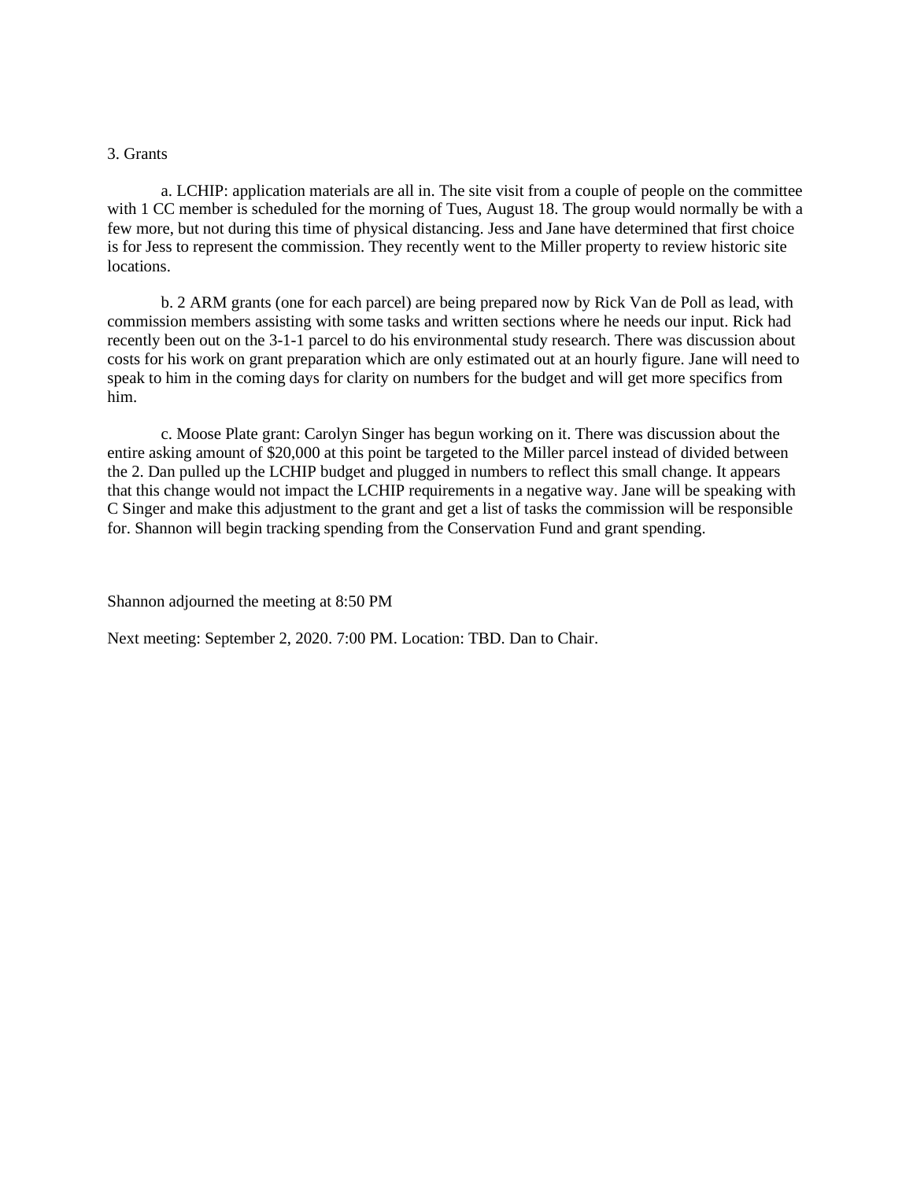3. Grants

a. LCHIP: application materials are all in. The site visit from a couple of people on the committee with 1 CC member is scheduled for the morning of Tues, August 18. The group would normally be with a few more, but not during this time of physical distancing. Jess and Jane have determined that first choice is for Jess to represent the commission. They recently went to the Miller property to review historic site locations.

b. 2 ARM grants (one for each parcel) are being prepared now by Rick Van de Poll as lead, with commission members assisting with some tasks and written sections where he needs our input. Rick had recently been out on the 3-1-1 parcel to do his environmental study research. There was discussion about costs for his work on grant preparation which are only estimated out at an hourly figure. Jane will need to speak to him in the coming days for clarity on numbers for the budget and will get more specifics from him.

c. Moose Plate grant: Carolyn Singer has begun working on it. There was discussion about the entire asking amount of $20,000 at this point be targeted to the Miller parcel instead of divided between the 2. Dan pulled up the LCHIP budget and plugged in numbers to reflect this small change. It appears that this change would not impact the LCHIP requirements in a negative way. Jane will be speaking with C Singer and make this adjustment to the grant and get a list of tasks the commission will be responsible for. Shannon will begin tracking spending from the Conservation Fund and grant spending.

Shannon adjourned the meeting at 8:50 PM

Next meeting: September 2, 2020. 7:00 PM. Location: TBD. Dan to Chair.